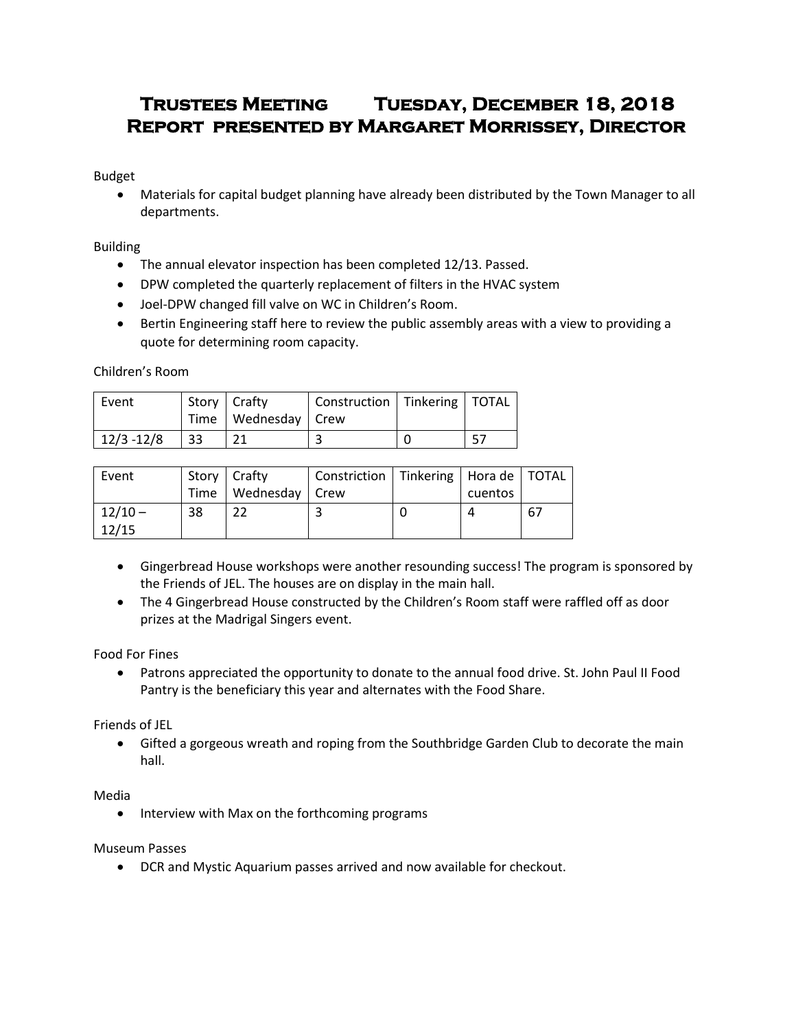# Trustees Meeting Tuesday, December 18, 2018
# Report presented by Margaret Morrissey, Director

Budget

- Materials for capital budget planning have already been distributed by the Town Manager to all departments.

Building

- The annual elevator inspection has been completed 12/13. Passed.
- DPW completed the quarterly replacement of filters in the HVAC system
- Joel-DPW changed fill valve on WC in Children's Room.
- Bertin Engineering staff here to review the public assembly areas with a view to providing a quote for determining room capacity.

Children's Room

| Event | Story Time | Crafty Wednesday | Construction Crew | Tinkering | TOTAL |
|---|---|---|---|---|---|
| 12/3 -12/8 | 33 | 21 | 3 | 0 | 57 |

| Event | Story Time | Crafty Wednesday | Constriction Crew | Tinkering | Hora de cuentos | TOTAL |
|---|---|---|---|---|---|---|
| 12/10 – 12/15 | 38 | 22 | 3 | 0 | 4 | 67 |

- Gingerbread House workshops were another resounding success! The program is sponsored by the Friends of JEL. The houses are on display in the main hall.
- The 4 Gingerbread House constructed by the Children's Room staff were raffled off as door prizes at the Madrigal Singers event.

Food For Fines

- Patrons appreciated the opportunity to donate to the annual food drive. St. John Paul II Food Pantry is the beneficiary this year and alternates with the Food Share.

Friends of JEL

- Gifted a gorgeous wreath and roping from the Southbridge Garden Club to decorate the main hall.

Media

- Interview with Max on the forthcoming programs

Museum Passes

- DCR and Mystic Aquarium passes arrived and now available for checkout.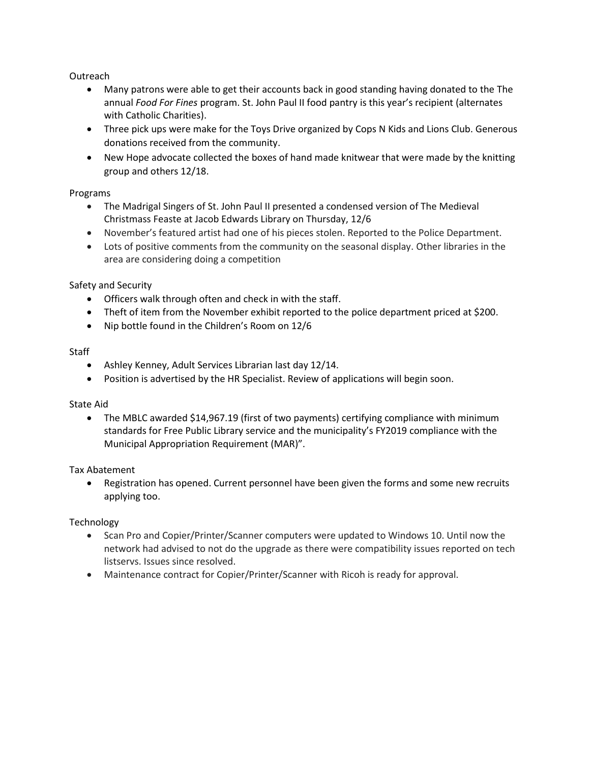Outreach

- Many patrons were able to get their accounts back in good standing having donated to the The annual *Food For Fines* program. St. John Paul II food pantry is this year's recipient (alternates with Catholic Charities).
- Three pick ups were make for the Toys Drive organized by Cops N Kids and Lions Club. Generous donations received from the community.
- New Hope advocate collected the boxes of hand made knitwear that were made by the knitting group and others 12/18.

Programs

- The Madrigal Singers of St. John Paul II presented a condensed version of The Medieval Christmass Feaste at Jacob Edwards Library on Thursday, 12/6
- November's featured artist had one of his pieces stolen. Reported to the Police Department.
- Lots of positive comments from the community on the seasonal display. Other libraries in the area are considering doing a competition

Safety and Security

- Officers walk through often and check in with the staff.
- Theft of item from the November exhibit reported to the police department priced at $200.
- Nip bottle found in the Children's Room on 12/6

Staff

- Ashley Kenney, Adult Services Librarian last day 12/14.
- Position is advertised by the HR Specialist. Review of applications will begin soon.

State Aid

- The MBLC awarded $14,967.19 (first of two payments) certifying compliance with minimum standards for Free Public Library service and the municipality's FY2019 compliance with the Municipal Appropriation Requirement (MAR)".

Tax Abatement

- Registration has opened. Current personnel have been given the forms and some new recruits applying too.

Technology

- Scan Pro and Copier/Printer/Scanner computers were updated to Windows 10. Until now the network had advised to not do the upgrade as there were compatibility issues reported on tech listservs. Issues since resolved.
- Maintenance contract for Copier/Printer/Scanner with Ricoh is ready for approval.